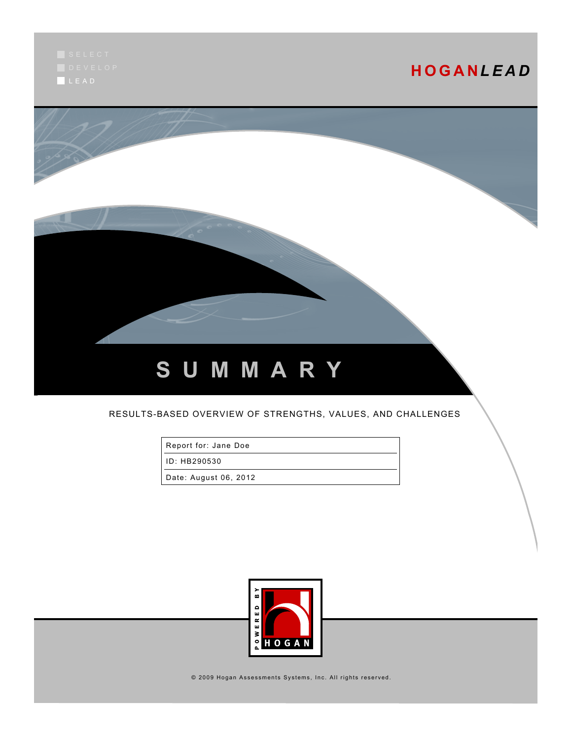SELECT
DEVELOP
LEAD

**HOGAN*LEAD***

# SUMMARY

RESULTS-BASED OVERVIEW OF STRENGTHS, VALUES, AND CHALLENGES

| Report for: Jane Doe |
| --- |
| ID: HB290530 |
| Date: August 06, 2012 |

POWERED BY HOGAN

© 2009 Hogan Assessments Systems, Inc. All rights reserved.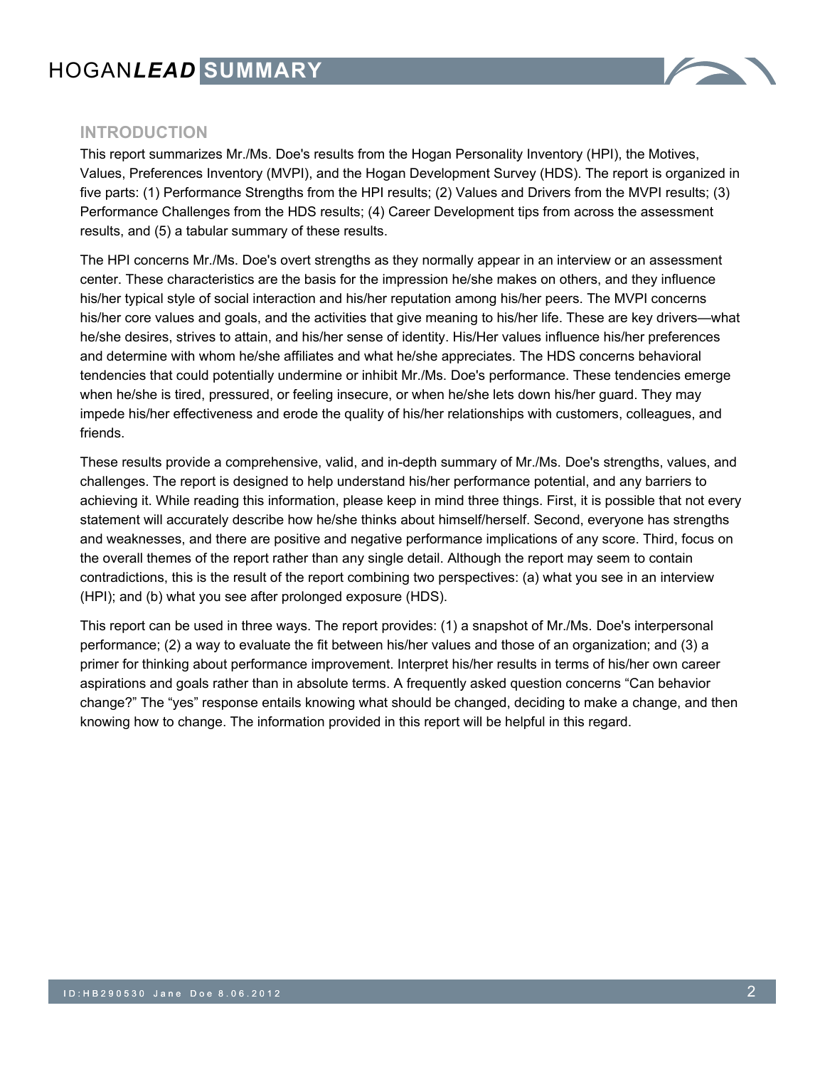## INTRODUCTION

This report summarizes Mr./Ms. Doe's results from the Hogan Personality Inventory (HPI), the Motives, Values, Preferences Inventory (MVPI), and the Hogan Development Survey (HDS). The report is organized in five parts: (1) Performance Strengths from the HPI results; (2) Values and Drivers from the MVPI results; (3) Performance Challenges from the HDS results; (4) Career Development tips from across the assessment results, and (5) a tabular summary of these results.

The HPI concerns Mr./Ms. Doe's overt strengths as they normally appear in an interview or an assessment center. These characteristics are the basis for the impression he/she makes on others, and they influence his/her typical style of social interaction and his/her reputation among his/her peers. The MVPI concerns his/her core values and goals, and the activities that give meaning to his/her life. These are key drivers—what he/she desires, strives to attain, and his/her sense of identity. His/Her values influence his/her preferences and determine with whom he/she affiliates and what he/she appreciates. The HDS concerns behavioral tendencies that could potentially undermine or inhibit Mr./Ms. Doe's performance. These tendencies emerge when he/she is tired, pressured, or feeling insecure, or when he/she lets down his/her guard. They may impede his/her effectiveness and erode the quality of his/her relationships with customers, colleagues, and friends.

These results provide a comprehensive, valid, and in-depth summary of Mr./Ms. Doe's strengths, values, and challenges. The report is designed to help understand his/her performance potential, and any barriers to achieving it. While reading this information, please keep in mind three things. First, it is possible that not every statement will accurately describe how he/she thinks about himself/herself. Second, everyone has strengths and weaknesses, and there are positive and negative performance implications of any score. Third, focus on the overall themes of the report rather than any single detail. Although the report may seem to contain contradictions, this is the result of the report combining two perspectives: (a) what you see in an interview (HPI); and (b) what you see after prolonged exposure (HDS).

This report can be used in three ways. The report provides: (1) a snapshot of Mr./Ms. Doe's interpersonal performance; (2) a way to evaluate the fit between his/her values and those of an organization; and (3) a primer for thinking about performance improvement. Interpret his/her results in terms of his/her own career aspirations and goals rather than in absolute terms. A frequently asked question concerns “Can behavior change?” The “yes” response entails knowing what should be changed, deciding to make a change, and then knowing how to change. The information provided in this report will be helpful in this regard.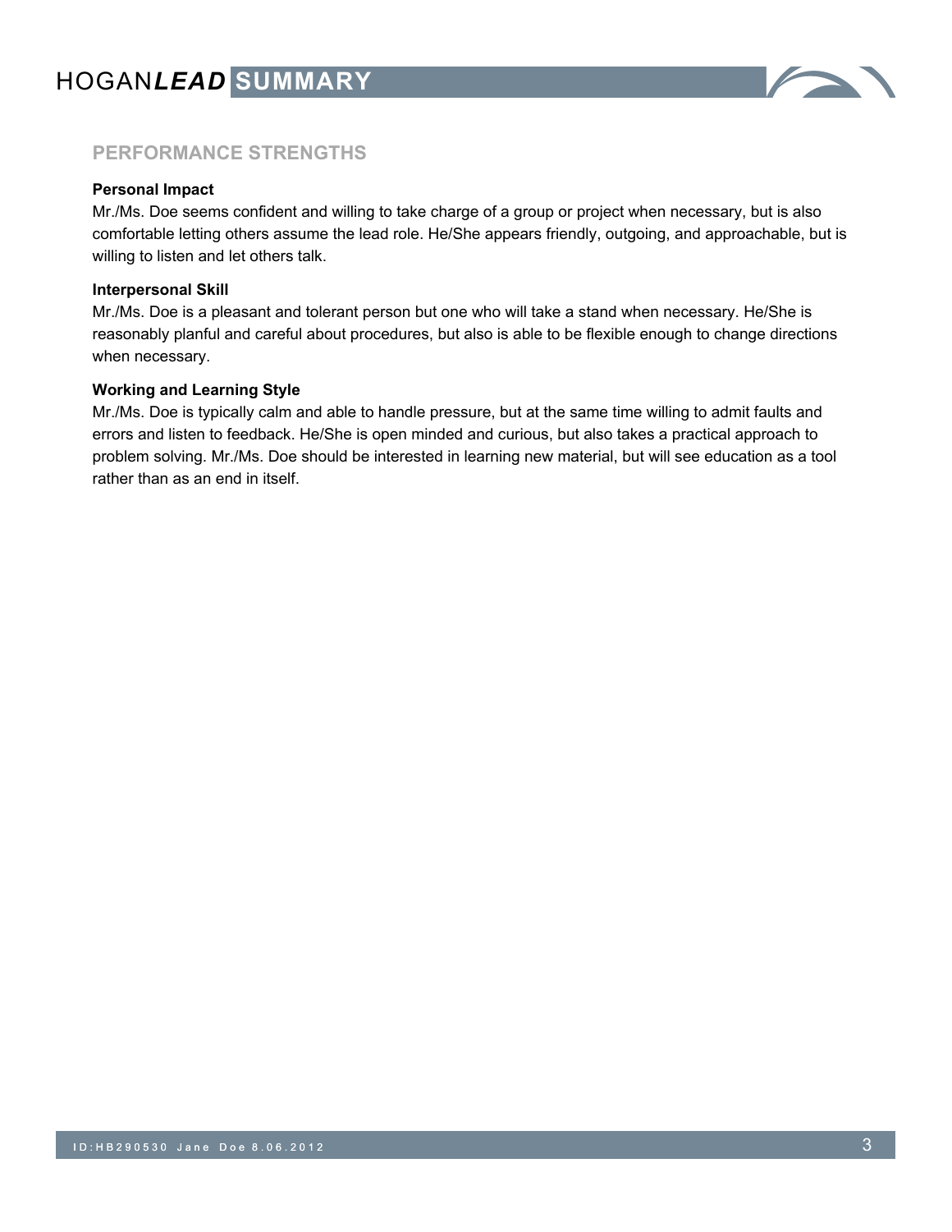## PERFORMANCE STRENGTHS

**Personal Impact**

Mr./Ms. Doe seems confident and willing to take charge of a group or project when necessary, but is also comfortable letting others assume the lead role. He/She appears friendly, outgoing, and approachable, but is willing to listen and let others talk.

**Interpersonal Skill**

Mr./Ms. Doe is a pleasant and tolerant person but one who will take a stand when necessary. He/She is reasonably planful and careful about procedures, but also is able to be flexible enough to change directions when necessary.

**Working and Learning Style**

Mr./Ms. Doe is typically calm and able to handle pressure, but at the same time willing to admit faults and errors and listen to feedback. He/She is open minded and curious, but also takes a practical approach to problem solving. Mr./Ms. Doe should be interested in learning new material, but will see education as a tool rather than as an end in itself.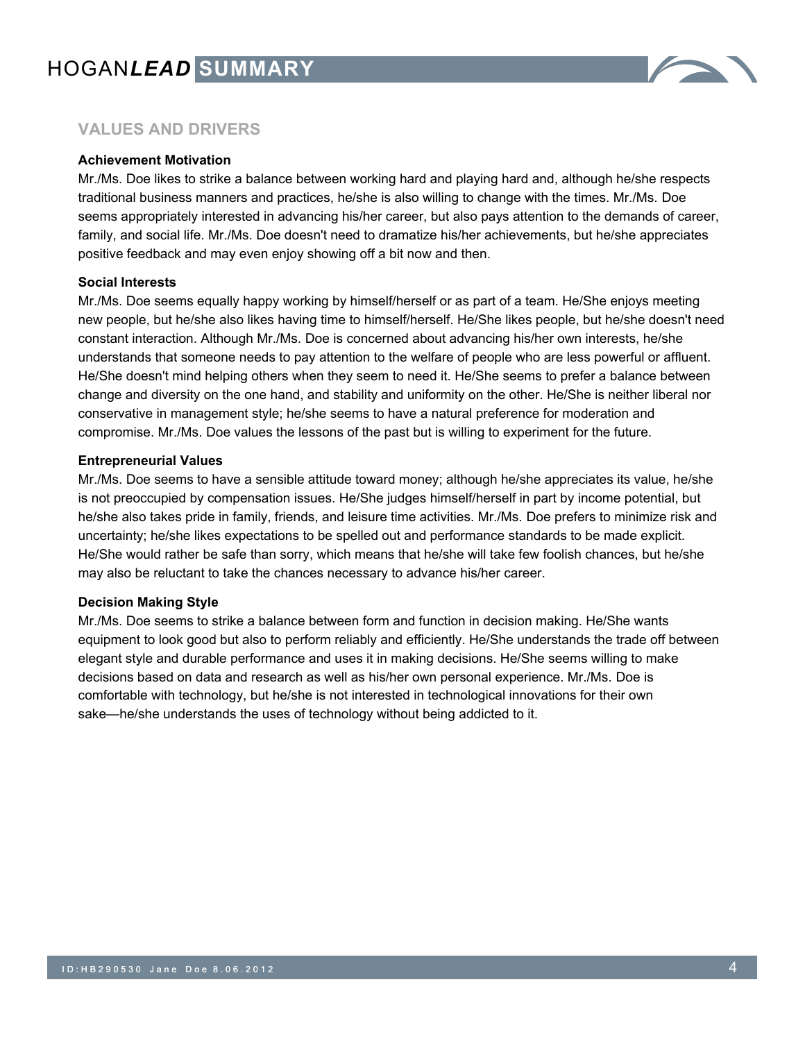## VALUES AND DRIVERS

**Achievement Motivation**

Mr./Ms. Doe likes to strike a balance between working hard and playing hard and, although he/she respects traditional business manners and practices, he/she is also willing to change with the times. Mr./Ms. Doe seems appropriately interested in advancing his/her career, but also pays attention to the demands of career, family, and social life. Mr./Ms. Doe doesn't need to dramatize his/her achievements, but he/she appreciates positive feedback and may even enjoy showing off a bit now and then.

**Social Interests**

Mr./Ms. Doe seems equally happy working by himself/herself or as part of a team. He/She enjoys meeting new people, but he/she also likes having time to himself/herself. He/She likes people, but he/she doesn't need constant interaction. Although Mr./Ms. Doe is concerned about advancing his/her own interests, he/she understands that someone needs to pay attention to the welfare of people who are less powerful or affluent. He/She doesn't mind helping others when they seem to need it. He/She seems to prefer a balance between change and diversity on the one hand, and stability and uniformity on the other. He/She is neither liberal nor conservative in management style; he/she seems to have a natural preference for moderation and compromise. Mr./Ms. Doe values the lessons of the past but is willing to experiment for the future.

**Entrepreneurial Values**

Mr./Ms. Doe seems to have a sensible attitude toward money; although he/she appreciates its value, he/she is not preoccupied by compensation issues. He/She judges himself/herself in part by income potential, but he/she also takes pride in family, friends, and leisure time activities. Mr./Ms. Doe prefers to minimize risk and uncertainty; he/she likes expectations to be spelled out and performance standards to be made explicit. He/She would rather be safe than sorry, which means that he/she will take few foolish chances, but he/she may also be reluctant to take the chances necessary to advance his/her career.

**Decision Making Style**

Mr./Ms. Doe seems to strike a balance between form and function in decision making. He/She wants equipment to look good but also to perform reliably and efficiently. He/She understands the trade off between elegant style and durable performance and uses it in making decisions. He/She seems willing to make decisions based on data and research as well as his/her own personal experience. Mr./Ms. Doe is comfortable with technology, but he/she is not interested in technological innovations for their own sake—he/she understands the uses of technology without being addicted to it.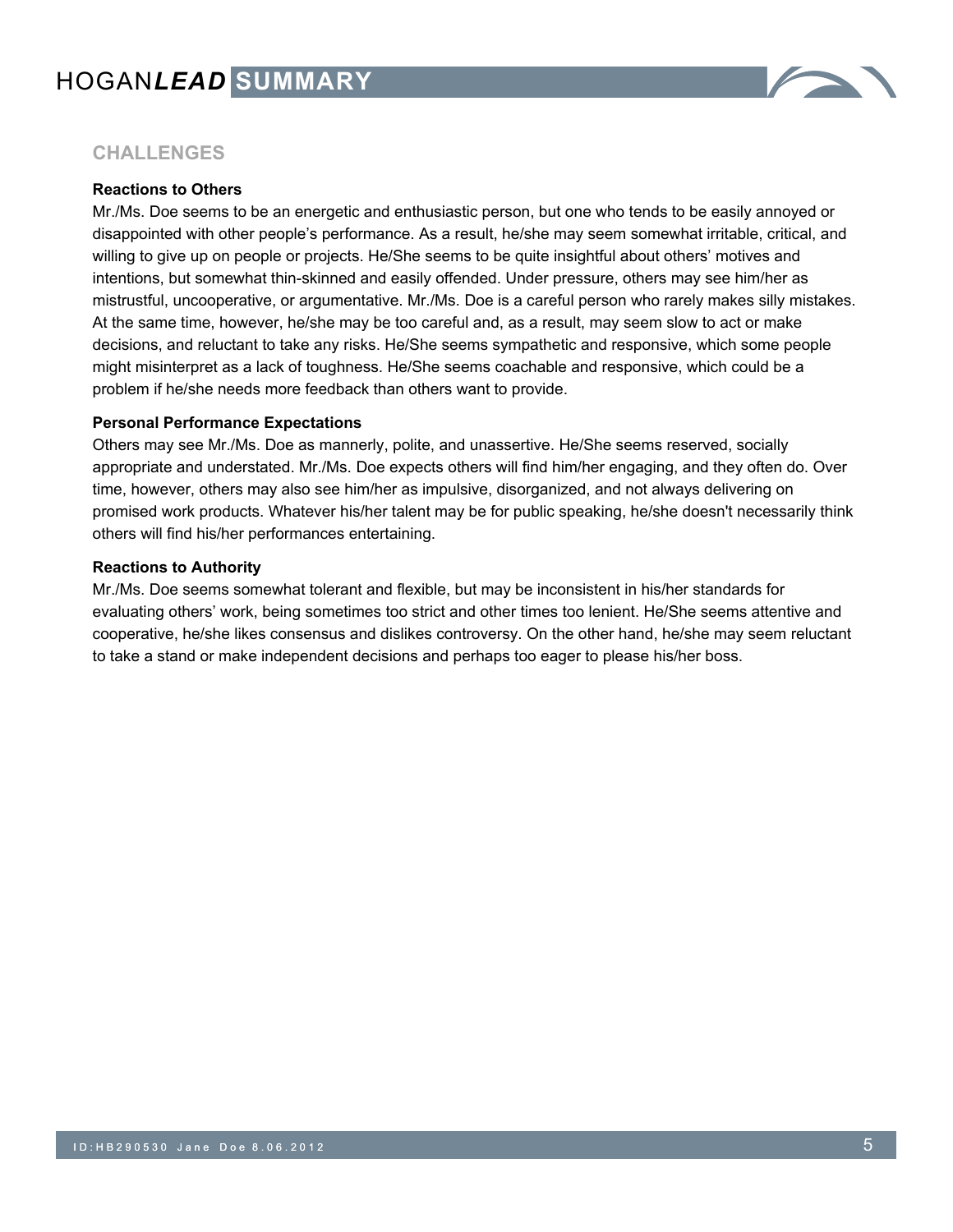## CHALLENGES

**Reactions to Others**

Mr./Ms. Doe seems to be an energetic and enthusiastic person, but one who tends to be easily annoyed or disappointed with other people's performance. As a result, he/she may seem somewhat irritable, critical, and willing to give up on people or projects. He/She seems to be quite insightful about others' motives and intentions, but somewhat thin-skinned and easily offended. Under pressure, others may see him/her as mistrustful, uncooperative, or argumentative. Mr./Ms. Doe is a careful person who rarely makes silly mistakes. At the same time, however, he/she may be too careful and, as a result, may seem slow to act or make decisions, and reluctant to take any risks. He/She seems sympathetic and responsive, which some people might misinterpret as a lack of toughness. He/She seems coachable and responsive, which could be a problem if he/she needs more feedback than others want to provide.

**Personal Performance Expectations**

Others may see Mr./Ms. Doe as mannerly, polite, and unassertive. He/She seems reserved, socially appropriate and understated. Mr./Ms. Doe expects others will find him/her engaging, and they often do. Over time, however, others may also see him/her as impulsive, disorganized, and not always delivering on promised work products. Whatever his/her talent may be for public speaking, he/she doesn't necessarily think others will find his/her performances entertaining.

**Reactions to Authority**

Mr./Ms. Doe seems somewhat tolerant and flexible, but may be inconsistent in his/her standards for evaluating others' work, being sometimes too strict and other times too lenient. He/She seems attentive and cooperative, he/she likes consensus and dislikes controversy. On the other hand, he/she may seem reluctant to take a stand or make independent decisions and perhaps too eager to please his/her boss.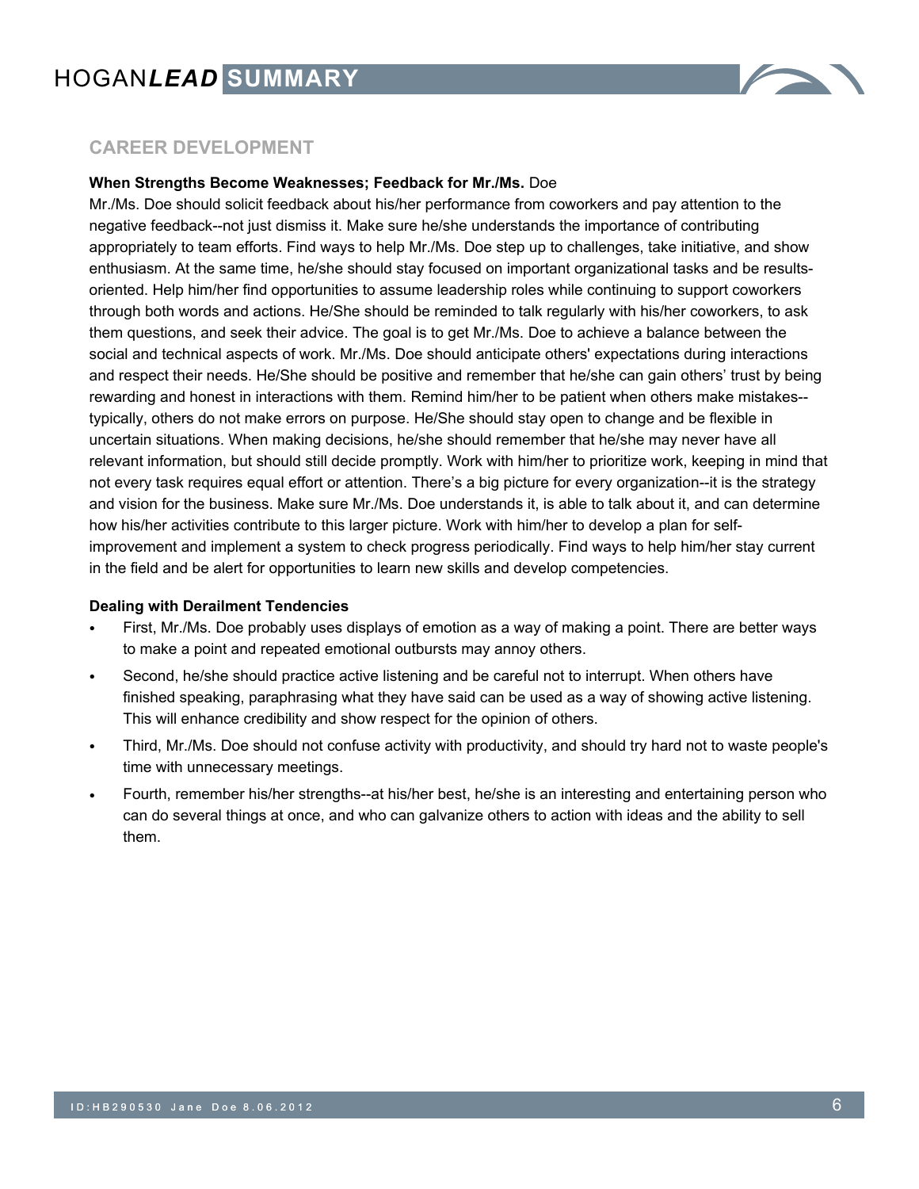## CAREER DEVELOPMENT

**When Strengths Become Weaknesses; Feedback for Mr./Ms.** Doe

Mr./Ms. Doe should solicit feedback about his/her performance from coworkers and pay attention to the negative feedback--not just dismiss it. Make sure he/she understands the importance of contributing appropriately to team efforts. Find ways to help Mr./Ms. Doe step up to challenges, take initiative, and show enthusiasm. At the same time, he/she should stay focused on important organizational tasks and be results-oriented. Help him/her find opportunities to assume leadership roles while continuing to support coworkers through both words and actions. He/She should be reminded to talk regularly with his/her coworkers, to ask them questions, and seek their advice. The goal is to get Mr./Ms. Doe to achieve a balance between the social and technical aspects of work. Mr./Ms. Doe should anticipate others' expectations during interactions and respect their needs. He/She should be positive and remember that he/she can gain others' trust by being rewarding and honest in interactions with them. Remind him/her to be patient when others make mistakes--typically, others do not make errors on purpose. He/She should stay open to change and be flexible in uncertain situations. When making decisions, he/she should remember that he/she may never have all relevant information, but should still decide promptly. Work with him/her to prioritize work, keeping in mind that not every task requires equal effort or attention. There's a big picture for every organization--it is the strategy and vision for the business. Make sure Mr./Ms. Doe understands it, is able to talk about it, and can determine how his/her activities contribute to this larger picture. Work with him/her to develop a plan for self-improvement and implement a system to check progress periodically. Find ways to help him/her stay current in the field and be alert for opportunities to learn new skills and develop competencies.

**Dealing with Derailment Tendencies**

- First, Mr./Ms. Doe probably uses displays of emotion as a way of making a point. There are better ways to make a point and repeated emotional outbursts may annoy others.
- Second, he/she should practice active listening and be careful not to interrupt. When others have finished speaking, paraphrasing what they have said can be used as a way of showing active listening. This will enhance credibility and show respect for the opinion of others.
- Third, Mr./Ms. Doe should not confuse activity with productivity, and should try hard not to waste people's time with unnecessary meetings.
- Fourth, remember his/her strengths--at his/her best, he/she is an interesting and entertaining person who can do several things at once, and who can galvanize others to action with ideas and the ability to sell them.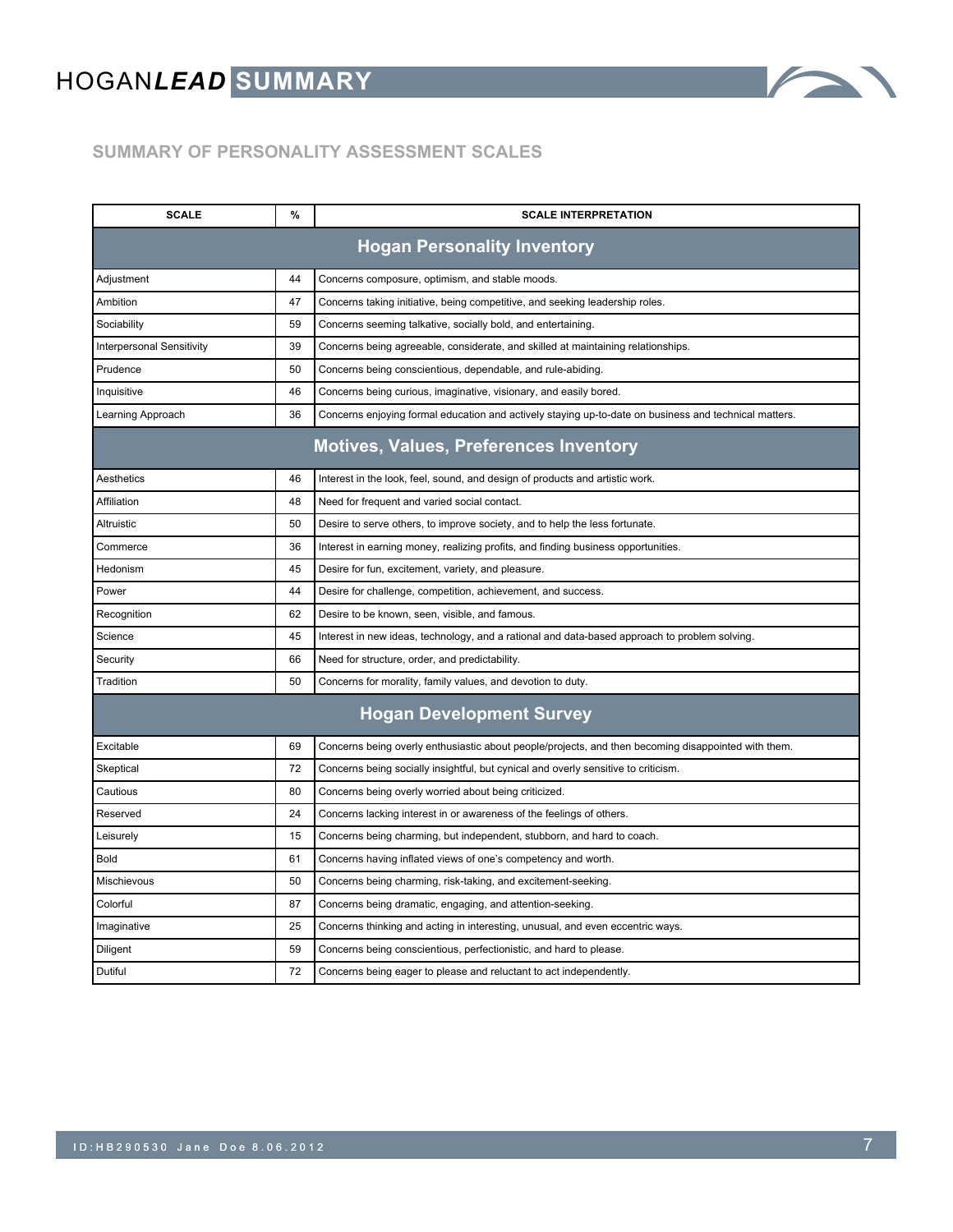# HOGAN*LEAD* SUMMARY

## SUMMARY OF PERSONALITY ASSESSMENT SCALES

| SCALE | % | SCALE INTERPRETATION |
|---|---|---|
| **Hogan Personality Inventory** | | |
| Adjustment | 44 | Concerns composure, optimism, and stable moods. |
| Ambition | 47 | Concerns taking initiative, being competitive, and seeking leadership roles. |
| Sociability | 59 | Concerns seeming talkative, socially bold, and entertaining. |
| Interpersonal Sensitivity | 39 | Concerns being agreeable, considerate, and skilled at maintaining relationships. |
| Prudence | 50 | Concerns being conscientious, dependable, and rule-abiding. |
| Inquisitive | 46 | Concerns being curious, imaginative, visionary, and easily bored. |
| Learning Approach | 36 | Concerns enjoying formal education and actively staying up-to-date on business and technical matters. |
| **Motives, Values, Preferences Inventory** | | |
| Aesthetics | 46 | Interest in the look, feel, sound, and design of products and artistic work. |
| Affiliation | 48 | Need for frequent and varied social contact. |
| Altruistic | 50 | Desire to serve others, to improve society, and to help the less fortunate. |
| Commerce | 36 | Interest in earning money, realizing profits, and finding business opportunities. |
| Hedonism | 45 | Desire for fun, excitement, variety, and pleasure. |
| Power | 44 | Desire for challenge, competition, achievement, and success. |
| Recognition | 62 | Desire to be known, seen, visible, and famous. |
| Science | 45 | Interest in new ideas, technology, and a rational and data-based approach to problem solving. |
| Security | 66 | Need for structure, order, and predictability. |
| Tradition | 50 | Concerns for morality, family values, and devotion to duty. |
| **Hogan Development Survey** | | |
| Excitable | 69 | Concerns being overly enthusiastic about people/projects, and then becoming disappointed with them. |
| Skeptical | 72 | Concerns being socially insightful, but cynical and overly sensitive to criticism. |
| Cautious | 80 | Concerns being overly worried about being criticized. |
| Reserved | 24 | Concerns lacking interest in or awareness of the feelings of others. |
| Leisurely | 15 | Concerns being charming, but independent, stubborn, and hard to coach. |
| Bold | 61 | Concerns having inflated views of one's competency and worth. |
| Mischievous | 50 | Concerns being charming, risk-taking, and excitement-seeking. |
| Colorful | 87 | Concerns being dramatic, engaging, and attention-seeking. |
| Imaginative | 25 | Concerns thinking and acting in interesting, unusual, and even eccentric ways. |
| Diligent | 59 | Concerns being conscientious, perfectionistic, and hard to please. |
| Dutiful | 72 | Concerns being eager to please and reluctant to act independently. |